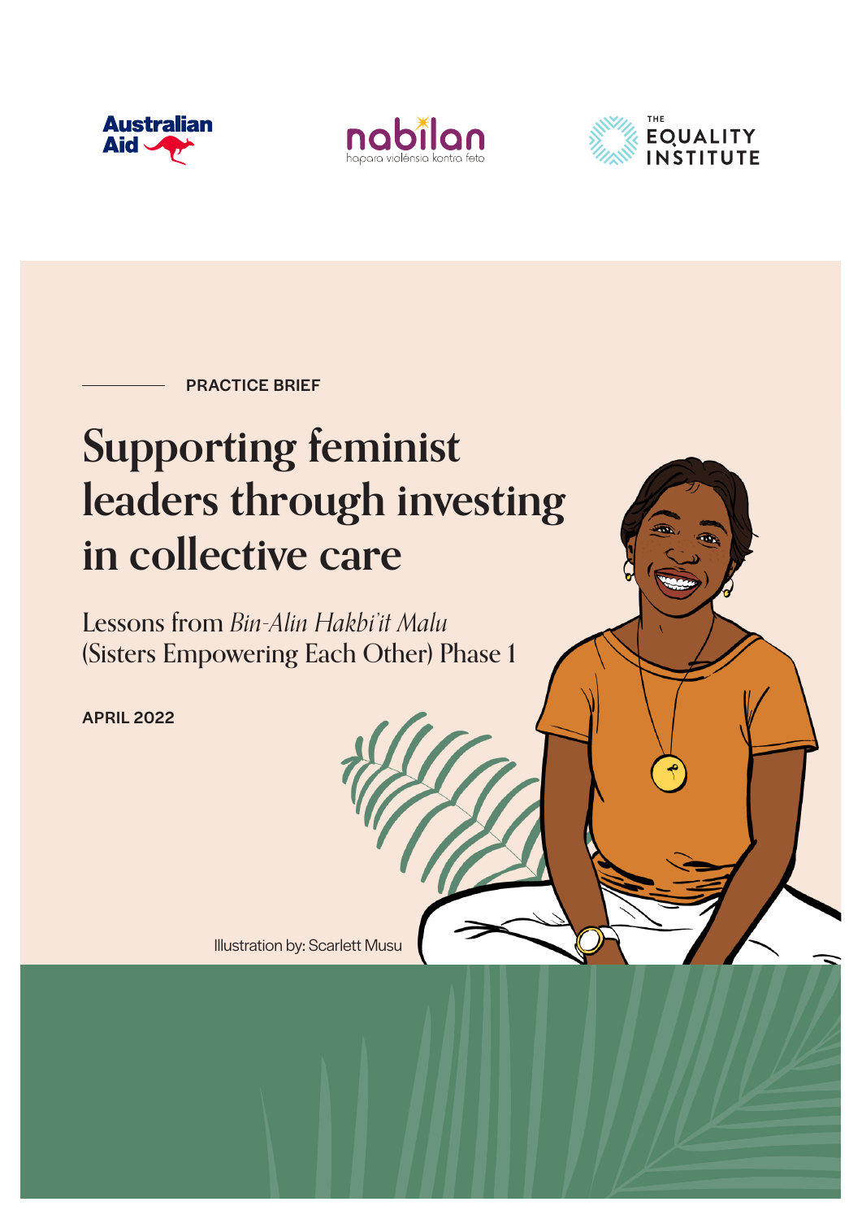PRACTICE BRIEF

# Supporting feminist leaders through investing in collective care

Lessons from *Bin-Alin Hakbi'it Malu* (Sisters Empowering Each Other) Phase 1

**APRIL 2022**

Illustration by: Scarlett Musu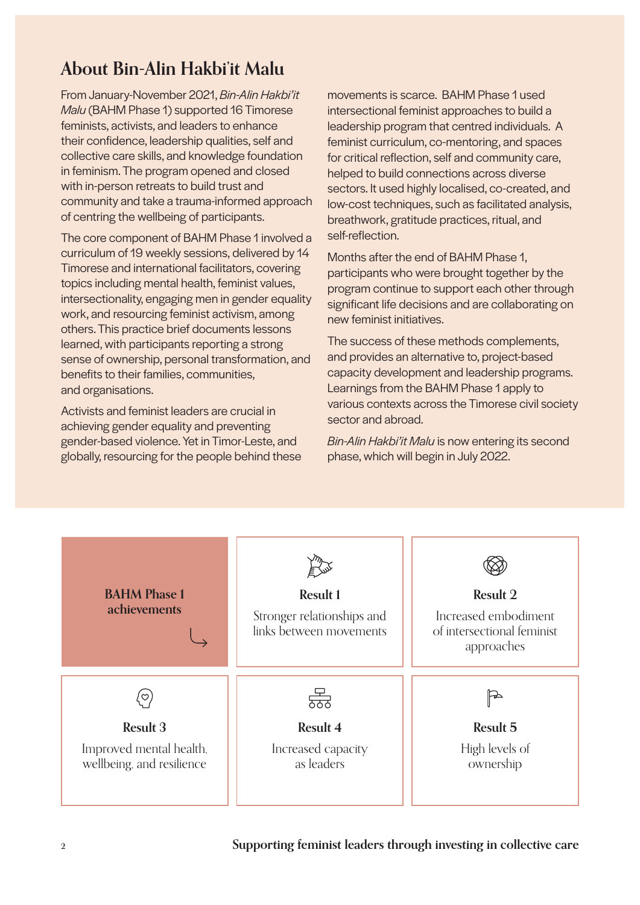## About Bin-Alin Hakbi'it Malu

From January-November 2021, *Bin-Alin Hakbi'it Malu* (BAHM Phase 1) supported 16 Timorese feminists, activists, and leaders to enhance their confidence, leadership qualities, self and collective care skills, and knowledge foundation in feminism. The program opened and closed with in-person retreats to build trust and community and take a trauma-informed approach of centring the wellbeing of participants.

The core component of BAHM Phase 1 involved a curriculum of 19 weekly sessions, delivered by 14 Timorese and international facilitators, covering topics including mental health, feminist values, intersectionality, engaging men in gender equality work, and resourcing feminist activism, among others. This practice brief documents lessons learned, with participants reporting a strong sense of ownership, personal transformation, and benefits to their families, communities, and organisations.

Activists and feminist leaders are crucial in achieving gender equality and preventing gender-based violence. Yet in Timor-Leste, and globally, resourcing for the people behind these movements is scarce. BAHM Phase 1 used intersectional feminist approaches to build a leadership program that centred individuals. A feminist curriculum, co-mentoring, and spaces for critical reflection, self and community care, helped to build connections across diverse sectors. It used highly localised, co-created, and low-cost techniques, such as facilitated analysis, breathwork, gratitude practices, ritual, and self-reflection.

Months after the end of BAHM Phase 1, participants who were brought together by the program continue to support each other through significant life decisions and are collaborating on new feminist initiatives.

The success of these methods complements, and provides an alternative to, project-based capacity development and leadership programs. Learnings from the BAHM Phase 1 apply to various contexts across the Timorese civil society sector and abroad.

*Bin-Alin Hakbi'it Malu* is now entering its second phase, which will begin in July 2022.

### BAHM Phase 1 achievements

**Result 1**
Stronger relationships and links between movements

**Result 2**
Increased embodiment of intersectional feminist approaches

**Result 3**
Improved mental health, wellbeing, and resilience

**Result 4**
Increased capacity as leaders

**Result 5**
High levels of ownership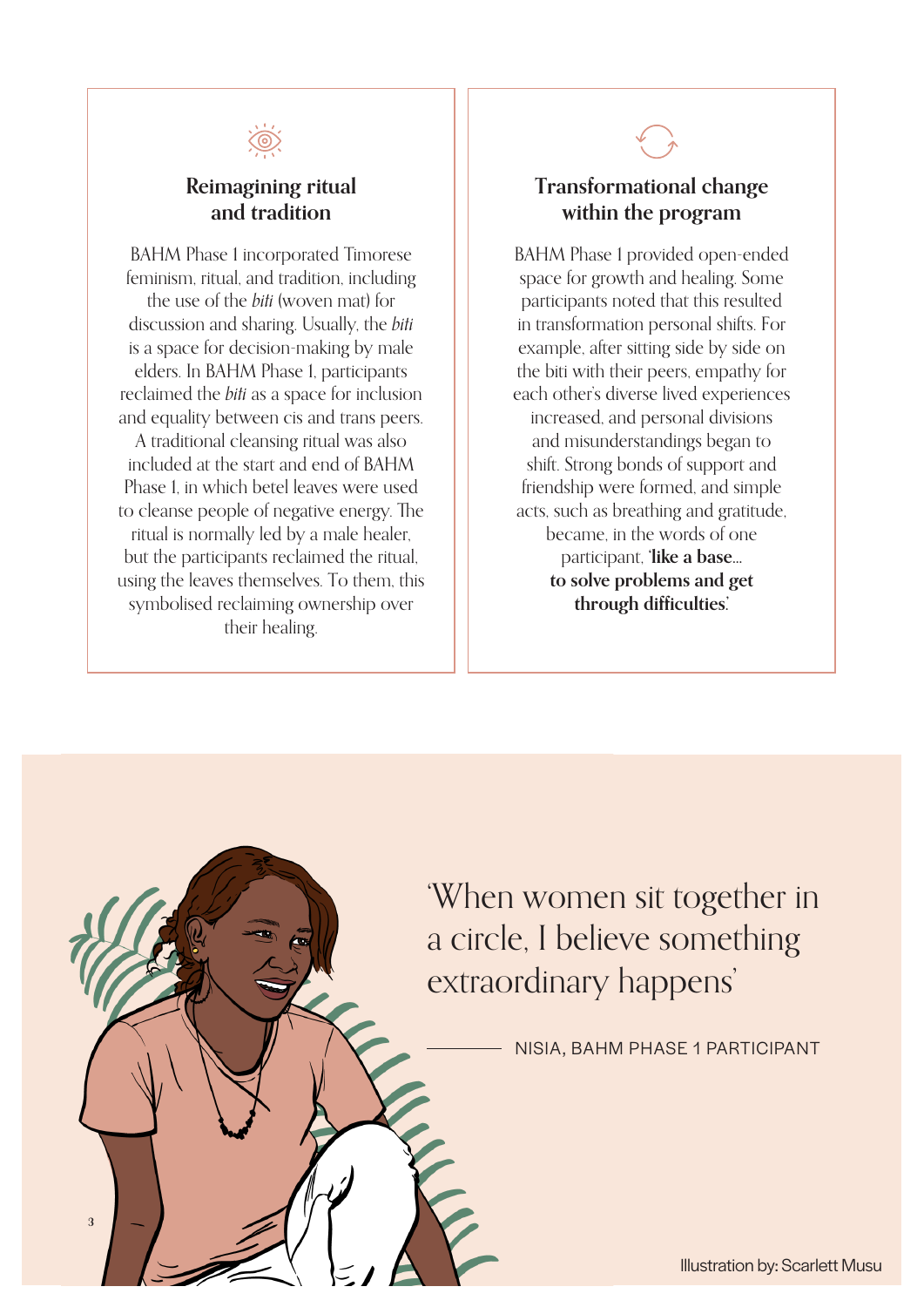### Reimagining ritual and tradition

BAHM Phase 1 incorporated Timorese feminism, ritual, and tradition, including the use of the *biti* (woven mat) for discussion and sharing. Usually, the *biti* is a space for decision-making by male elders. In BAHM Phase 1, participants reclaimed the *biti* as a space for inclusion and equality between cis and trans peers. A traditional cleansing ritual was also included at the start and end of BAHM Phase 1, in which betel leaves were used to cleanse people of negative energy. The ritual is normally led by a male healer, but the participants reclaimed the ritual, using the leaves themselves. To them, this symbolised reclaiming ownership over their healing.

### Transformational change within the program

BAHM Phase 1 provided open-ended space for growth and healing. Some participants noted that this resulted in transformation personal shifts. For example, after sitting side by side on the biti with their peers, empathy for each other's diverse lived experiences increased, and personal divisions and misunderstandings began to shift. Strong bonds of support and friendship were formed, and simple acts, such as breathing and gratitude, became, in the words of one participant, **'like a base… to solve problems and get through difficulties'.**

'When women sit together in a circle, I believe something extraordinary happens'

— NISIA, BAHM PHASE 1 PARTICIPANT

Illustration by: Scarlett Musu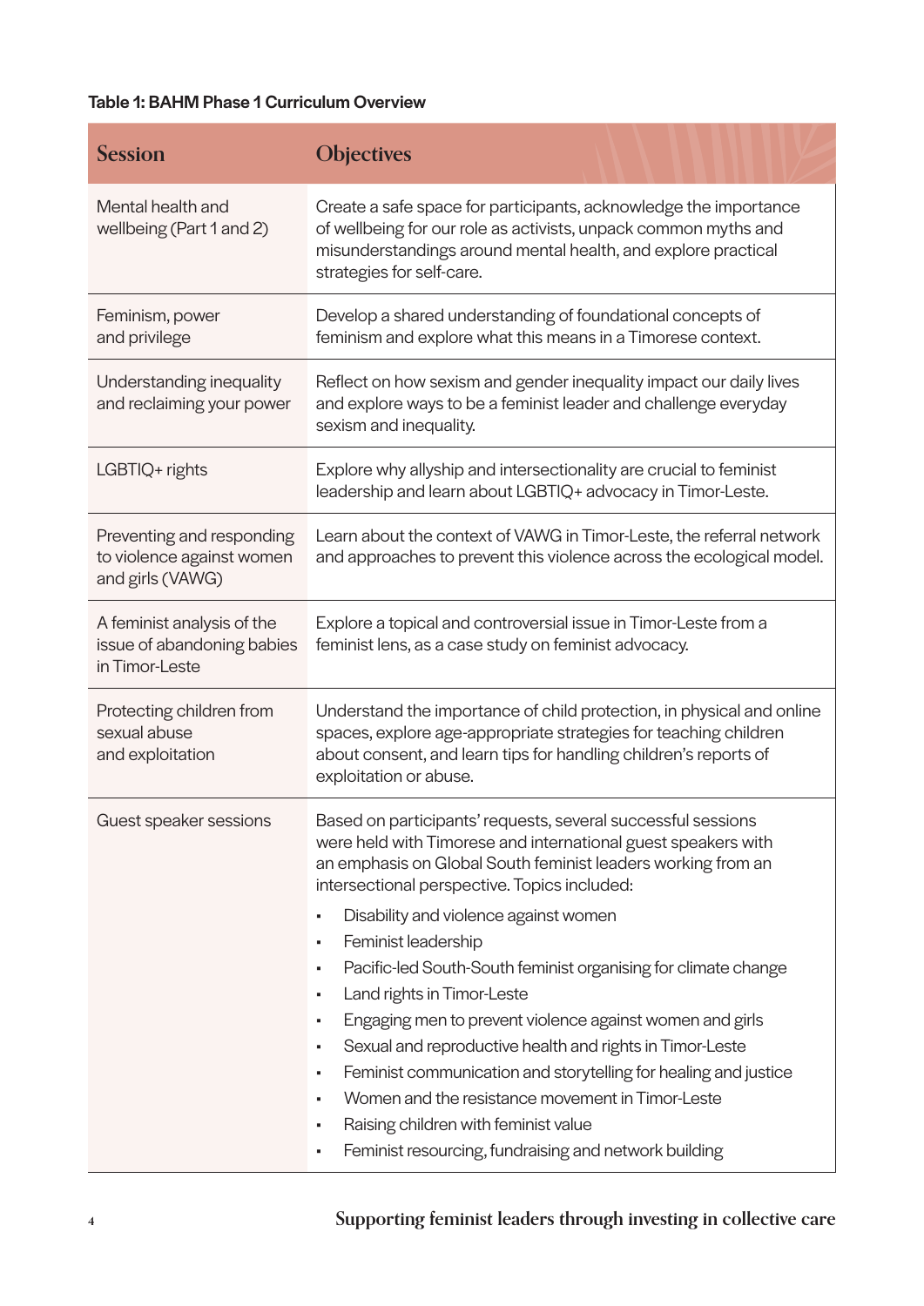**Table 1: BAHM Phase 1 Curriculum Overview**

| Session | Objectives |
| --- | --- |
| Mental health and wellbeing (Part 1 and 2) | Create a safe space for participants, acknowledge the importance of wellbeing for our role as activists, unpack common myths and misunderstandings around mental health, and explore practical strategies for self-care. |
| Feminism, power and privilege | Develop a shared understanding of foundational concepts of feminism and explore what this means in a Timorese context. |
| Understanding inequality and reclaiming your power | Reflect on how sexism and gender inequality impact our daily lives and explore ways to be a feminist leader and challenge everyday sexism and inequality. |
| LGBTIQ+ rights | Explore why allyship and intersectionality are crucial to feminist leadership and learn about LGBTIQ+ advocacy in Timor-Leste. |
| Preventing and responding to violence against women and girls (VAWG) | Learn about the context of VAWG in Timor-Leste, the referral network and approaches to prevent this violence across the ecological model. |
| A feminist analysis of the issue of abandoning babies in Timor-Leste | Explore a topical and controversial issue in Timor-Leste from a feminist lens, as a case study on feminist advocacy. |
| Protecting children from sexual abuse and exploitation | Understand the importance of child protection, in physical and online spaces, explore age-appropriate strategies for teaching children about consent, and learn tips for handling children's reports of exploitation or abuse. |
| Guest speaker sessions | Based on participants' requests, several successful sessions were held with Timorese and international guest speakers with an emphasis on Global South feminist leaders working from an intersectional perspective. Topics included:<br>• Disability and violence against women<br>• Feminist leadership<br>• Pacific-led South-South feminist organising for climate change<br>• Land rights in Timor-Leste<br>• Engaging men to prevent violence against women and girls<br>• Sexual and reproductive health and rights in Timor-Leste<br>• Feminist communication and storytelling for healing and justice<br>• Women and the resistance movement in Timor-Leste<br>• Raising children with feminist value<br>• Feminist resourcing, fundraising and network building |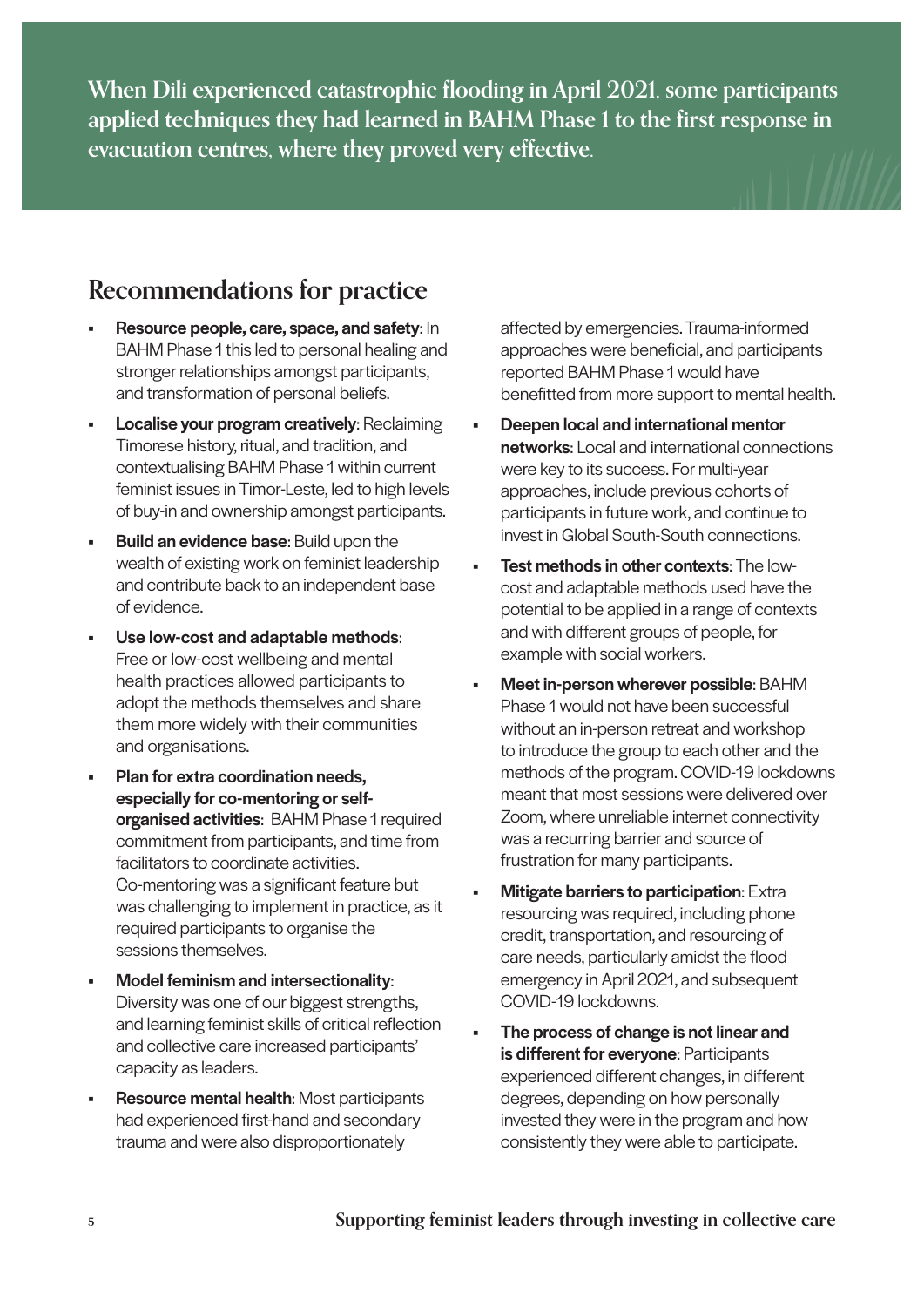**When Dili experienced catastrophic flooding in April 2021, some participants applied techniques they had learned in BAHM Phase 1 to the first response in evacuation centres, where they proved very effective.**

## Recommendations for practice

- **Resource people, care, space, and safety**: In BAHM Phase 1 this led to personal healing and stronger relationships amongst participants, and transformation of personal beliefs.
- **Localise your program creatively**: Reclaiming Timorese history, ritual, and tradition, and contextualising BAHM Phase 1 within current feminist issues in Timor-Leste, led to high levels of buy-in and ownership amongst participants.
- **Build an evidence base**: Build upon the wealth of existing work on feminist leadership and contribute back to an independent base of evidence.
- **Use low-cost and adaptable methods**: Free or low-cost wellbeing and mental health practices allowed participants to adopt the methods themselves and share them more widely with their communities and organisations.
- **Plan for extra coordination needs, especially for co-mentoring or self-organised activities**: BAHM Phase 1 required commitment from participants, and time from facilitators to coordinate activities. Co-mentoring was a significant feature but was challenging to implement in practice, as it required participants to organise the sessions themselves.
- **Model feminism and intersectionality**: Diversity was one of our biggest strengths, and learning feminist skills of critical reflection and collective care increased participants' capacity as leaders.
- **Resource mental health**: Most participants had experienced first-hand and secondary trauma and were also disproportionately affected by emergencies. Trauma-informed approaches were beneficial, and participants reported BAHM Phase 1 would have benefitted from more support to mental health.
- **Deepen local and international mentor networks**: Local and international connections were key to its success. For multi-year approaches, include previous cohorts of participants in future work, and continue to invest in Global South-South connections.
- **Test methods in other contexts**: The low-cost and adaptable methods used have the potential to be applied in a range of contexts and with different groups of people, for example with social workers.
- **Meet in-person wherever possible**: BAHM Phase 1 would not have been successful without an in-person retreat and workshop to introduce the group to each other and the methods of the program. COVID-19 lockdowns meant that most sessions were delivered over Zoom, where unreliable internet connectivity was a recurring barrier and source of frustration for many participants.
- **Mitigate barriers to participation**: Extra resourcing was required, including phone credit, transportation, and resourcing of care needs, particularly amidst the flood emergency in April 2021, and subsequent COVID-19 lockdowns.
- **The process of change is not linear and is different for everyone**: Participants experienced different changes, in different degrees, depending on how personally invested they were in the program and how consistently they were able to participate.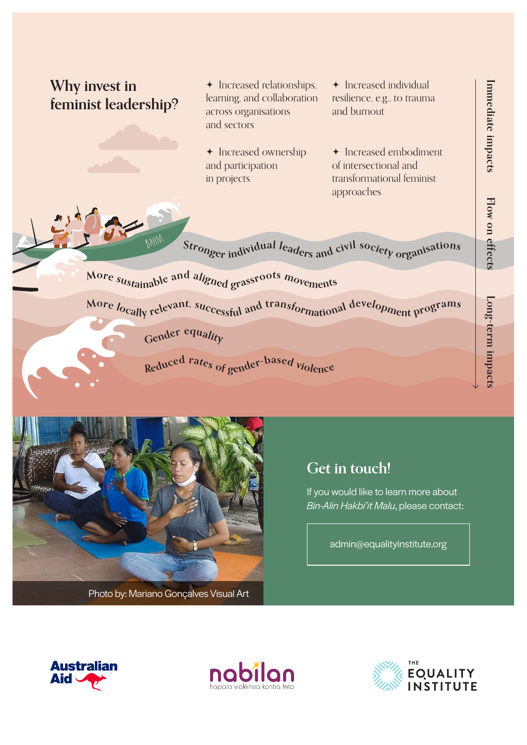## Why invest in feminist leadership?

- ✦ Increased relationships, learning, and collaboration across organisations and sectors
- ✦ Increased individual resilience, e.g., to trauma and burnout
- ✦ Increased ownership and participation in projects
- ✦ Increased embodiment of intersectional and transformational feminist approaches

Immediate impacts

Stronger individual leaders and civil society organisations

More sustainable and aligned grassroots movements

Flow on effects

More locally relevant, successful and transformational development programs

Gender equality

Reduced rates of gender-based violence

Long-term impacts

Photo by: Mariano Gonçalves Visual Art

## Get in touch!

If you would like to learn more about *Bin-Alin Hakbi'it Malu*, please contact:

admin@equalityinstitute.org

Australian Aid

nabilan hapara violénsia kontra feto

THE EQUALITY INSTITUTE